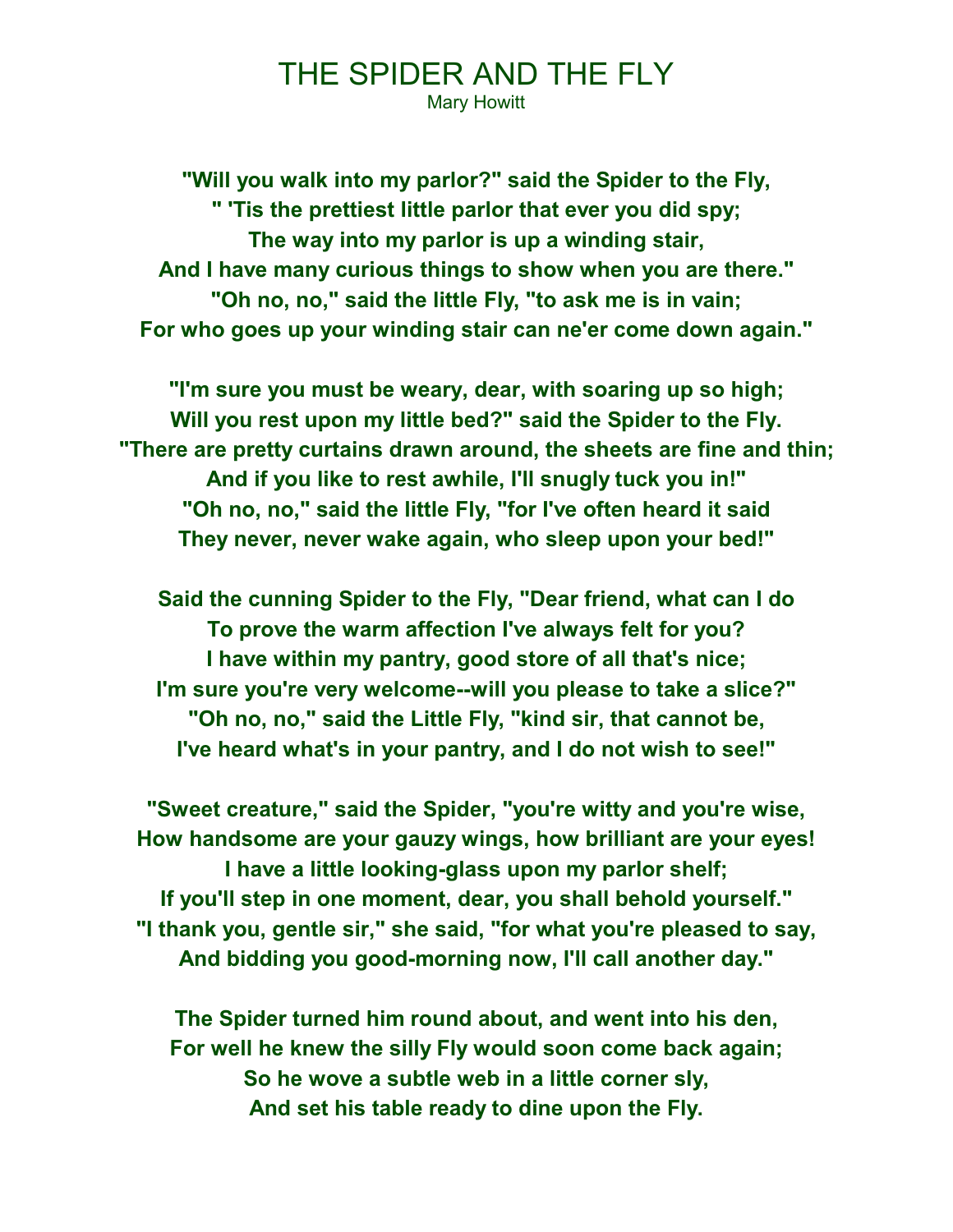# THE SPIDER AND THE FLY

Mary Howitt

**"Will you walk into my parlor?" said the Spider to the Fly,**
**" 'Tis the prettiest little parlor that ever you did spy;**
**The way into my parlor is up a winding stair,**
**And I have many curious things to show when you are there."**
**"Oh no, no," said the little Fly, "to ask me is in vain;**
**For who goes up your winding stair can ne'er come down again."**

**"I'm sure you must be weary, dear, with soaring up so high;**
**Will you rest upon my little bed?" said the Spider to the Fly.**
**"There are pretty curtains drawn around, the sheets are fine and thin;**
**And if you like to rest awhile, I'll snugly tuck you in!"**
**"Oh no, no," said the little Fly, "for I've often heard it said**
**They never, never wake again, who sleep upon your bed!"**

**Said the cunning Spider to the Fly, "Dear friend, what can I do**
**To prove the warm affection I've always felt for you?**
**I have within my pantry, good store of all that's nice;**
**I'm sure you're very welcome--will you please to take a slice?"**
**"Oh no, no," said the Little Fly, "kind sir, that cannot be,**
**I've heard what's in your pantry, and I do not wish to see!"**

**"Sweet creature," said the Spider, "you're witty and you're wise,**
**How handsome are your gauzy wings, how brilliant are your eyes!**
**I have a little looking-glass upon my parlor shelf;**
**If you'll step in one moment, dear, you shall behold yourself."**
**"I thank you, gentle sir," she said, "for what you're pleased to say,**
**And bidding you good-morning now, I'll call another day."**

**The Spider turned him round about, and went into his den,**
**For well he knew the silly Fly would soon come back again;**
**So he wove a subtle web in a little corner sly,**
**And set his table ready to dine upon the Fly.**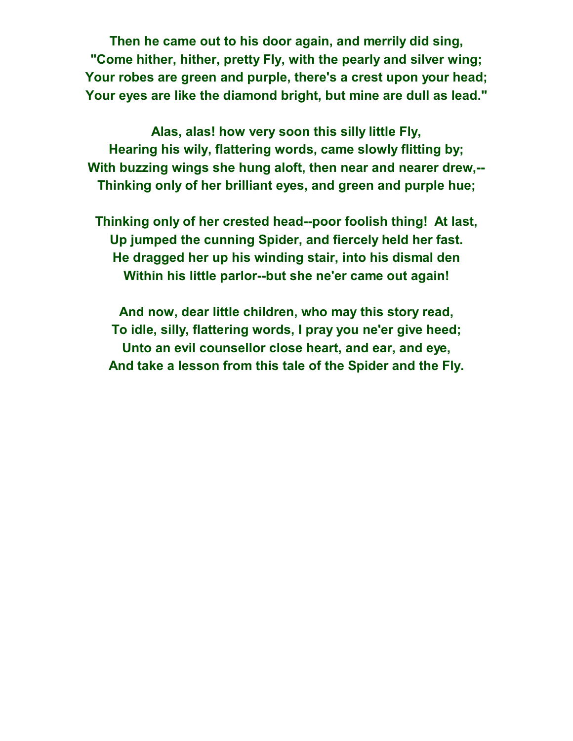**Then he came out to his door again, and merrily did sing,**
**"Come hither, hither, pretty Fly, with the pearly and silver wing;**
**Your robes are green and purple, there's a crest upon your head;**
**Your eyes are like the diamond bright, but mine are dull as lead."**

**Alas, alas! how very soon this silly little Fly,**
**Hearing his wily, flattering words, came slowly flitting by;**
**With buzzing wings she hung aloft, then near and nearer drew,--**
**Thinking only of her brilliant eyes, and green and purple hue;**

**Thinking only of her crested head--poor foolish thing! At last,**
**Up jumped the cunning Spider, and fiercely held her fast.**
**He dragged her up his winding stair, into his dismal den**
**Within his little parlor--but she ne'er came out again!**

**And now, dear little children, who may this story read,**
**To idle, silly, flattering words, I pray you ne'er give heed;**
**Unto an evil counsellor close heart, and ear, and eye,**
**And take a lesson from this tale of the Spider and the Fly.**